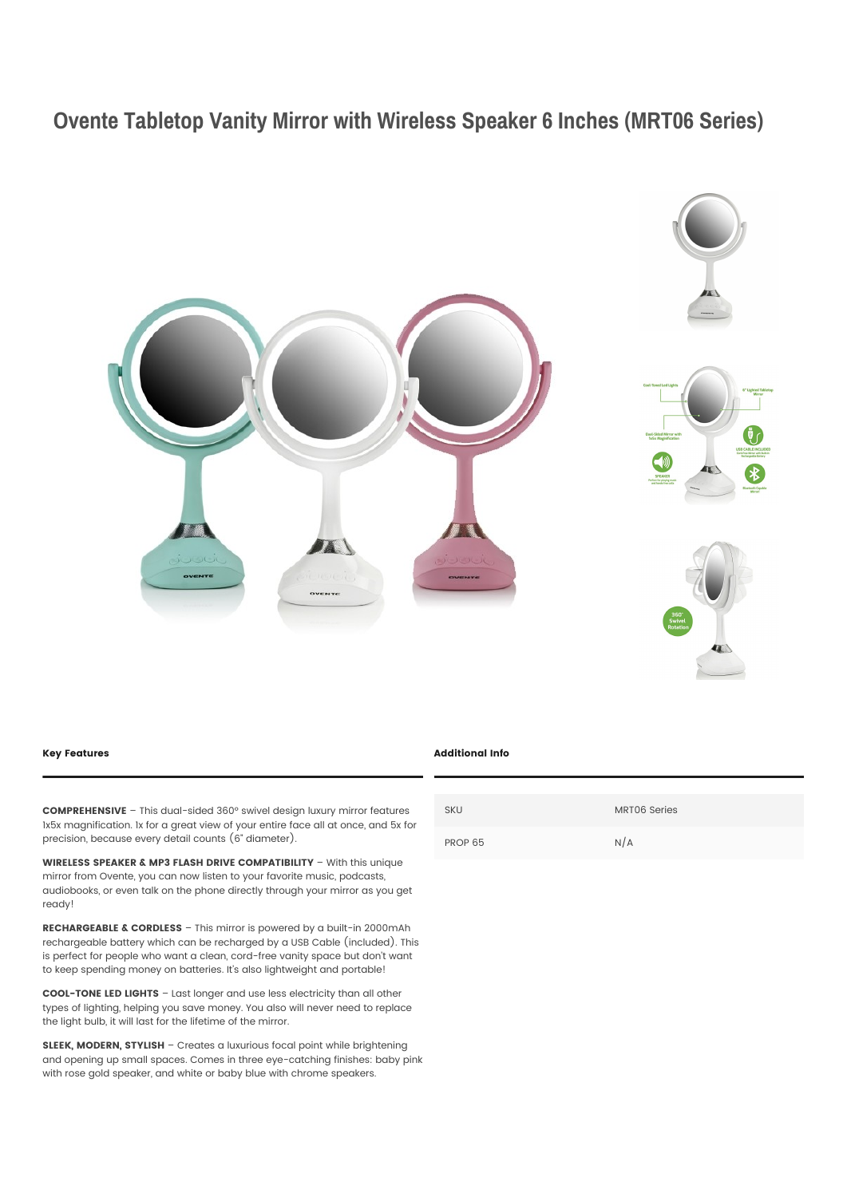# Ovente Tabletop Vanity Mirror with Wireless Speaker 6 Inches (MRT06 Series)

## Key Features

**COMPREHENSIVE** – This dual-sided 360° swivel design luxury mirror features 1x5x magnification. 1x for a great view of your entire face all at once, and 5x for precision, because every detail counts (6" diameter).

**WIRELESS SPEAKER & MP3 FLASH DRIVE COMPATIBILITY** – With this unique mirror from Ovente, you can now listen to your favorite music, podcasts, audiobooks, or even talk on the phone directly through your mirror as you get ready!

**RECHARGEABLE & CORDLESS** – This mirror is powered by a built-in 2000mAh rechargeable battery which can be recharged by a USB Cable (included). This is perfect for people who want a clean, cord-free vanity space but don't want to keep spending money on batteries. It's also lightweight and portable!

**COOL-TONE LED LIGHTS** – Last longer and use less electricity than all other types of lighting, helping you save money. You also will never need to replace the light bulb, it will last for the lifetime of the mirror.

**SLEEK, MODERN, STYLISH** – Creates a luxurious focal point while brightening and opening up small spaces. Comes in three eye-catching finishes: baby pink with rose gold speaker, and white or baby blue with chrome speakers.

## Additional Info

| | |
|---|---|
| SKU | MRT06 Series |
| PROP 65 | N/A |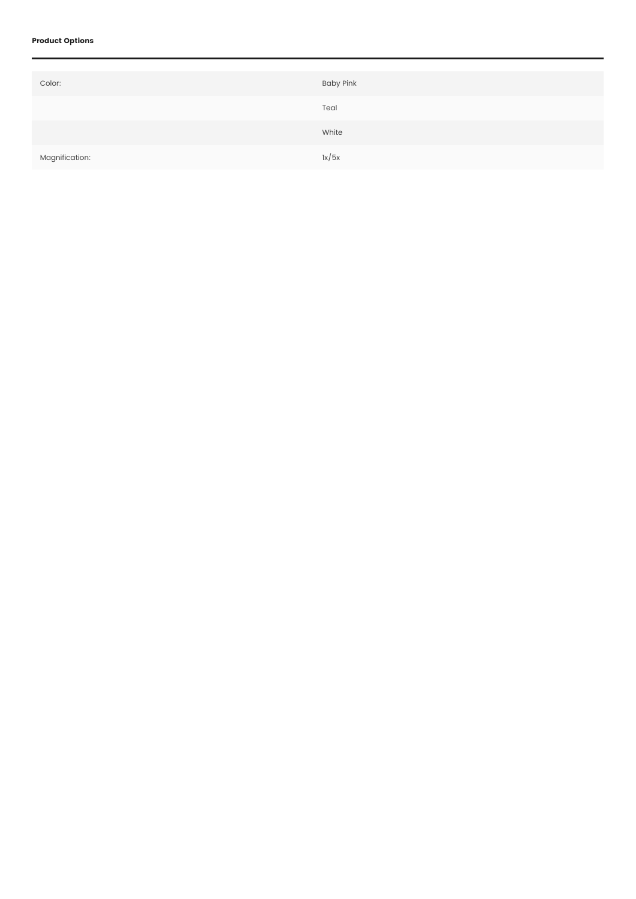**Product Options**

| | |
|---|---|
| Color: | Baby Pink |
| | Teal |
| | White |
| Magnification: | 1x/5x |